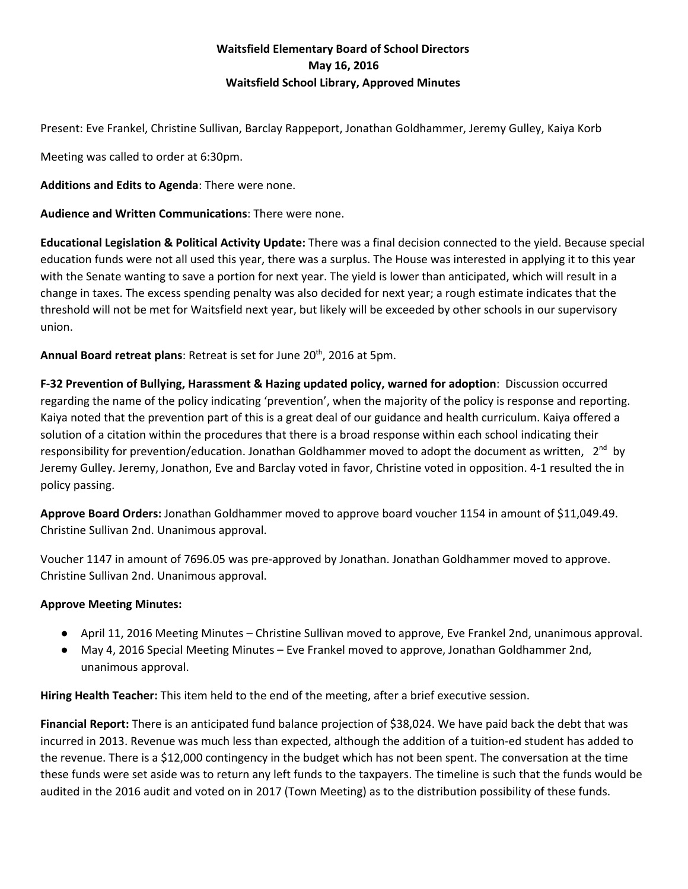**Waitsfield Elementary Board of School Directors**
**May 16, 2016**
**Waitsfield School Library, Approved Minutes**

Present: Eve Frankel, Christine Sullivan, Barclay Rappeport, Jonathan Goldhammer, Jeremy Gulley, Kaiya Korb

Meeting was called to order at 6:30pm.

**Additions and Edits to Agenda**: There were none.

**Audience and Written Communications**: There were none.

**Educational Legislation & Political Activity Update:** There was a final decision connected to the yield. Because special education funds were not all used this year, there was a surplus. The House was interested in applying it to this year with the Senate wanting to save a portion for next year. The yield is lower than anticipated, which will result in a change in taxes. The excess spending penalty was also decided for next year; a rough estimate indicates that the threshold will not be met for Waitsfield next year, but likely will be exceeded by other schools in our supervisory union.

**Annual Board retreat plans**: Retreat is set for June 20th, 2016 at 5pm.

**F-32 Prevention of Bullying, Harassment & Hazing updated policy, warned for adoption**: Discussion occurred regarding the name of the policy indicating 'prevention', when the majority of the policy is response and reporting. Kaiya noted that the prevention part of this is a great deal of our guidance and health curriculum. Kaiya offered a solution of a citation within the procedures that there is a broad response within each school indicating their responsibility for prevention/education. Jonathan Goldhammer moved to adopt the document as written, 2nd by Jeremy Gulley. Jeremy, Jonathon, Eve and Barclay voted in favor, Christine voted in opposition. 4-1 resulted the in policy passing.

**Approve Board Orders:** Jonathan Goldhammer moved to approve board voucher 1154 in amount of $11,049.49. Christine Sullivan 2nd. Unanimous approval.

Voucher 1147 in amount of 7696.05 was pre-approved by Jonathan. Jonathan Goldhammer moved to approve. Christine Sullivan 2nd. Unanimous approval.

**Approve Meeting Minutes:**

- April 11, 2016 Meeting Minutes – Christine Sullivan moved to approve, Eve Frankel 2nd, unanimous approval.
- May 4, 2016 Special Meeting Minutes – Eve Frankel moved to approve, Jonathan Goldhammer 2nd, unanimous approval.

**Hiring Health Teacher:** This item held to the end of the meeting, after a brief executive session.

**Financial Report:** There is an anticipated fund balance projection of $38,024. We have paid back the debt that was incurred in 2013. Revenue was much less than expected, although the addition of a tuition-ed student has added to the revenue. There is a $12,000 contingency in the budget which has not been spent. The conversation at the time these funds were set aside was to return any left funds to the taxpayers. The timeline is such that the funds would be audited in the 2016 audit and voted on in 2017 (Town Meeting) as to the distribution possibility of these funds.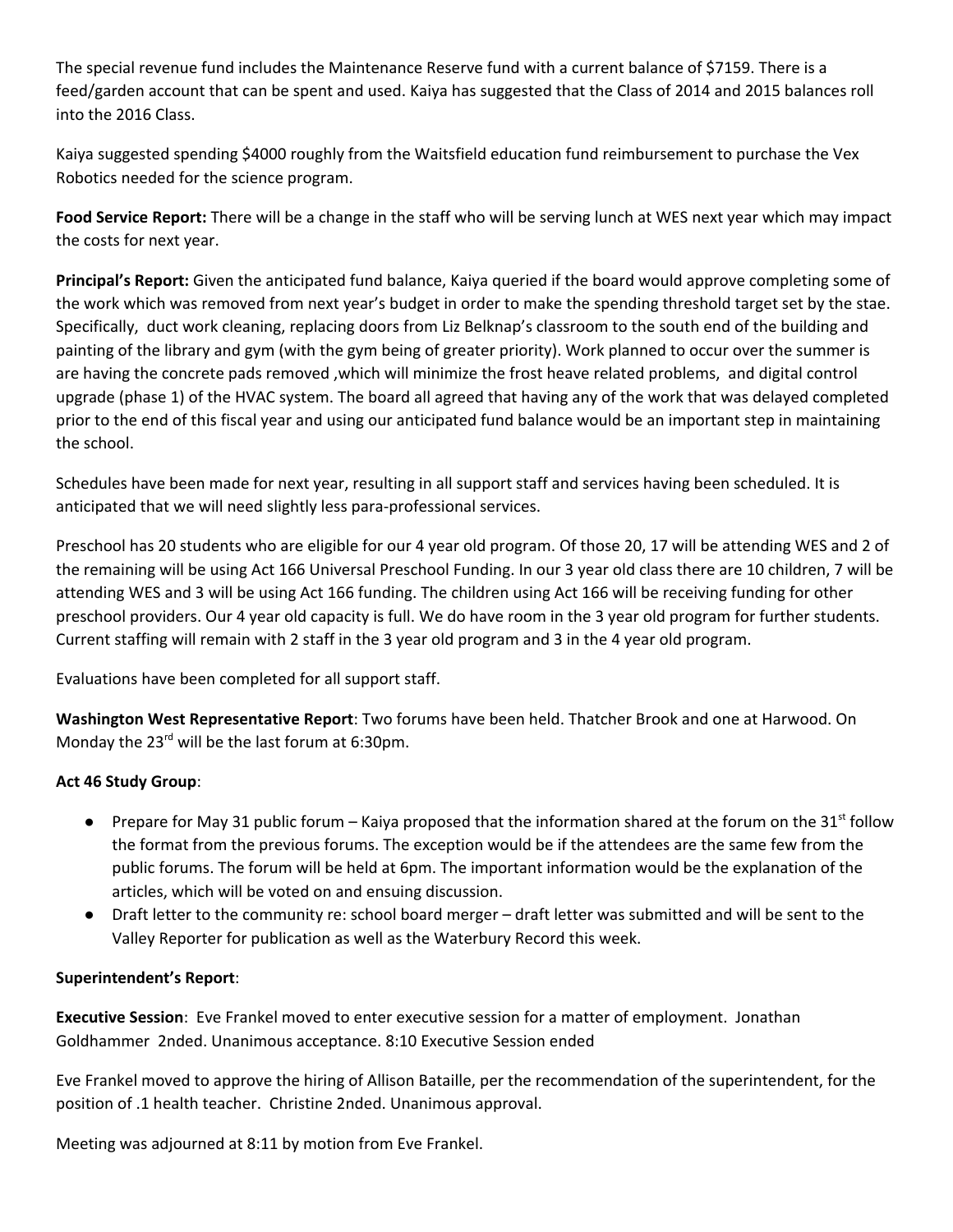The special revenue fund includes the Maintenance Reserve fund with a current balance of $7159. There is a feed/garden account that can be spent and used. Kaiya has suggested that the Class of 2014 and 2015 balances roll into the 2016 Class.

Kaiya suggested spending $4000 roughly from the Waitsfield education fund reimbursement to purchase the Vex Robotics needed for the science program.

**Food Service Report:** There will be a change in the staff who will be serving lunch at WES next year which may impact the costs for next year.

**Principal's Report:** Given the anticipated fund balance, Kaiya queried if the board would approve completing some of the work which was removed from next year's budget in order to make the spending threshold target set by the stae. Specifically, duct work cleaning, replacing doors from Liz Belknap's classroom to the south end of the building and painting of the library and gym (with the gym being of greater priority). Work planned to occur over the summer is are having the concrete pads removed ,which will minimize the frost heave related problems, and digital control upgrade (phase 1) of the HVAC system. The board all agreed that having any of the work that was delayed completed prior to the end of this fiscal year and using our anticipated fund balance would be an important step in maintaining the school.

Schedules have been made for next year, resulting in all support staff and services having been scheduled. It is anticipated that we will need slightly less para-professional services.

Preschool has 20 students who are eligible for our 4 year old program. Of those 20, 17 will be attending WES and 2 of the remaining will be using Act 166 Universal Preschool Funding. In our 3 year old class there are 10 children, 7 will be attending WES and 3 will be using Act 166 funding. The children using Act 166 will be receiving funding for other preschool providers. Our 4 year old capacity is full. We do have room in the 3 year old program for further students. Current staffing will remain with 2 staff in the 3 year old program and 3 in the 4 year old program.

Evaluations have been completed for all support staff.

**Washington West Representative Report**: Two forums have been held. Thatcher Brook and one at Harwood. On Monday the 23rd will be the last forum at 6:30pm.

**Act 46 Study Group**:

- Prepare for May 31 public forum – Kaiya proposed that the information shared at the forum on the 31st follow the format from the previous forums. The exception would be if the attendees are the same few from the public forums. The forum will be held at 6pm. The important information would be the explanation of the articles, which will be voted on and ensuing discussion.
- Draft letter to the community re: school board merger – draft letter was submitted and will be sent to the Valley Reporter for publication as well as the Waterbury Record this week.

**Superintendent's Report**:

**Executive Session**: Eve Frankel moved to enter executive session for a matter of employment. Jonathan Goldhammer 2nded. Unanimous acceptance. 8:10 Executive Session ended

Eve Frankel moved to approve the hiring of Allison Bataille, per the recommendation of the superintendent, for the position of .1 health teacher. Christine 2nded. Unanimous approval.

Meeting was adjourned at 8:11 by motion from Eve Frankel.